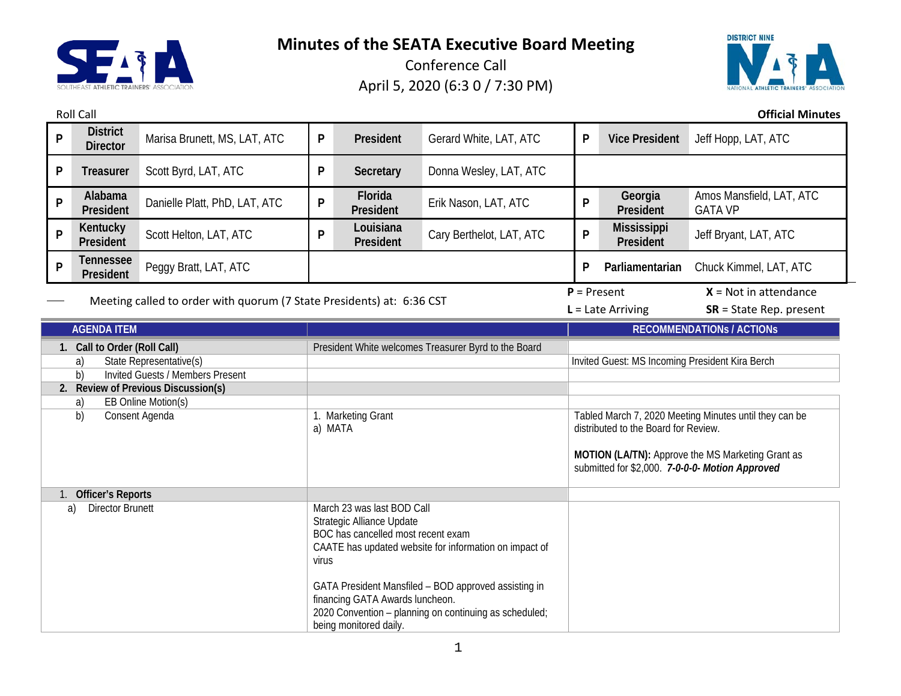# Minutes of the SEATA Executive Board Meeting

Conference Call

April 5, 2020 (6:3 0 / 7:30 PM)

Roll Call **Official Minutes**

| | | | | | | | | |
|---|---|---|---|---|---|---|---|---|
| P | **District Director** | Marisa Brunett, MS, LAT, ATC | P | **President** | Gerard White, LAT, ATC | P | **Vice President** | Jeff Hopp, LAT, ATC |
| P | **Treasurer** | Scott Byrd, LAT, ATC | P | **Secretary** | Donna Wesley, LAT, ATC | | | |
| P | **Alabama President** | Danielle Platt, PhD, LAT, ATC | P | **Florida President** | Erik Nason, LAT, ATC | P | **Georgia President** | Amos Mansfield, LAT, ATC GATA VP |
| P | **Kentucky President** | Scott Helton, LAT, ATC | P | **Louisiana President** | Cary Berthelot, LAT, ATC | P | **Mississippi President** | Jeff Bryant, LAT, ATC |
| P | **Tennessee President** | Peggy Bratt, LAT, ATC | | | | P | **Parliamentarian** | Chuck Kimmel, LAT, ATC |

Meeting called to order with quorum (7 State Presidents) at: 6:36 CST

**P** = Present | **X** = Not in attendance
**L** = Late Arriving | **SR** = State Rep. present

| AGENDA ITEM | | RECOMMENDATIONs / ACTIONs |
|---|---|---|
| **1. Call to Order (Roll Call)** | President White welcomes Treasurer Byrd to the Board | |
| a) State Representative(s) | | Invited Guest: MS Incoming President Kira Berch |
| b) Invited Guests / Members Present | | |
| **2. Review of Previous Discussion(s)** | | |
| a) EB Online Motion(s) | | |
| b) Consent Agenda | 1. Marketing Grant<br>a) MATA | Tabled March 7, 2020 Meeting Minutes until they can be distributed to the Board for Review.<br><br>**MOTION (LA/TN):** Approve the MS Marketing Grant as submitted for $2,000. ***7-0-0-0- Motion Approved*** |
| 1. **Officer's Reports** | | |
| a) Director Brunett | March 23 was last BOD Call<br>Strategic Alliance Update<br>BOC has cancelled most recent exam<br>CAATE has updated website for information on impact of virus<br><br>GATA President Mansfiled – BOD approved assisting in financing GATA Awards luncheon.<br>2020 Convention – planning on continuing as scheduled; being monitored daily. | |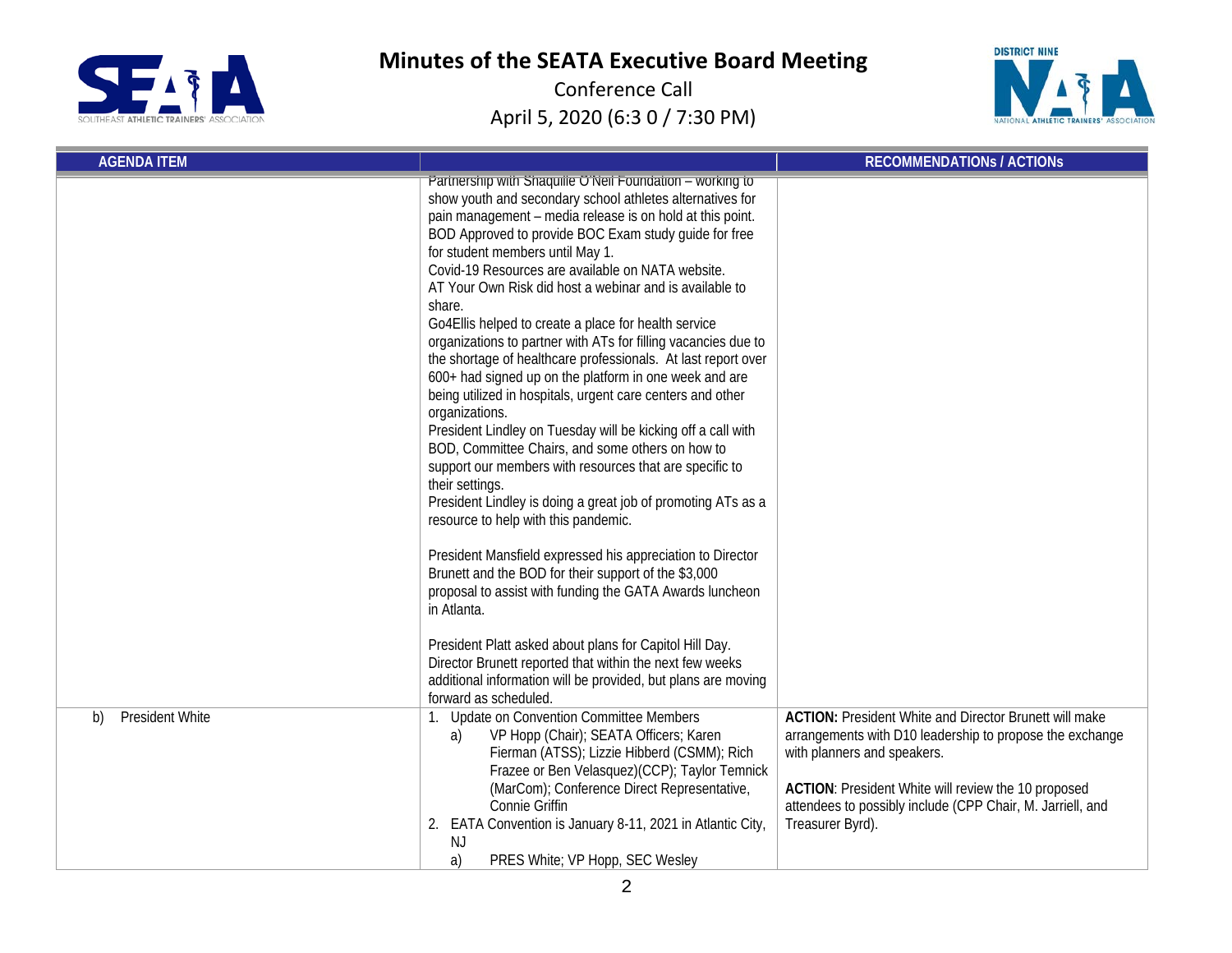# Minutes of the SEATA Executive Board Meeting

Conference Call

April 5, 2020 (6:3 0 / 7:30 PM)

| AGENDA ITEM | | RECOMMENDATIONs / ACTIONs |
|---|---|---|
| | Partnership with Shaquille O'Neil Foundation – working to show youth and secondary school athletes alternatives for pain management – media release is on hold at this point.<br>BOD Approved to provide BOC Exam study guide for free for student members until May 1.<br>Covid-19 Resources are available on NATA website.<br>AT Your Own Risk did host a webinar and is available to share.<br>Go4Ellis helped to create a place for health service organizations to partner with ATs for filling vacancies due to the shortage of healthcare professionals. At last report over 600+ had signed up on the platform in one week and are being utilized in hospitals, urgent care centers and other organizations.<br>President Lindley on Tuesday will be kicking off a call with BOD, Committee Chairs, and some others on how to support our members with resources that are specific to their settings.<br>President Lindley is doing a great job of promoting ATs as a resource to help with this pandemic.<br><br>President Mansfield expressed his appreciation to Director Brunett and the BOD for their support of the $3,000 proposal to assist with funding the GATA Awards luncheon in Atlanta.<br><br>President Platt asked about plans for Capitol Hill Day. Director Brunett reported that within the next few weeks additional information will be provided, but plans are moving forward as scheduled. | |
| b) President White | 1. Update on Convention Committee Members<br>a) VP Hopp (Chair); SEATA Officers; Karen Fierman (ATSS); Lizzie Hibberd (CSMM); Rich Frazee or Ben Velasquez)(CCP); Taylor Temnick (MarCom); Conference Direct Representative, Connie Griffin<br>2. EATA Convention is January 8-11, 2021 in Atlantic City, NJ<br>a) PRES White; VP Hopp, SEC Wesley | **ACTION:** President White and Director Brunett will make arrangements with D10 leadership to propose the exchange with planners and speakers.<br><br>**ACTION**: President White will review the 10 proposed attendees to possibly include (CPP Chair, M. Jarriell, and Treasurer Byrd). |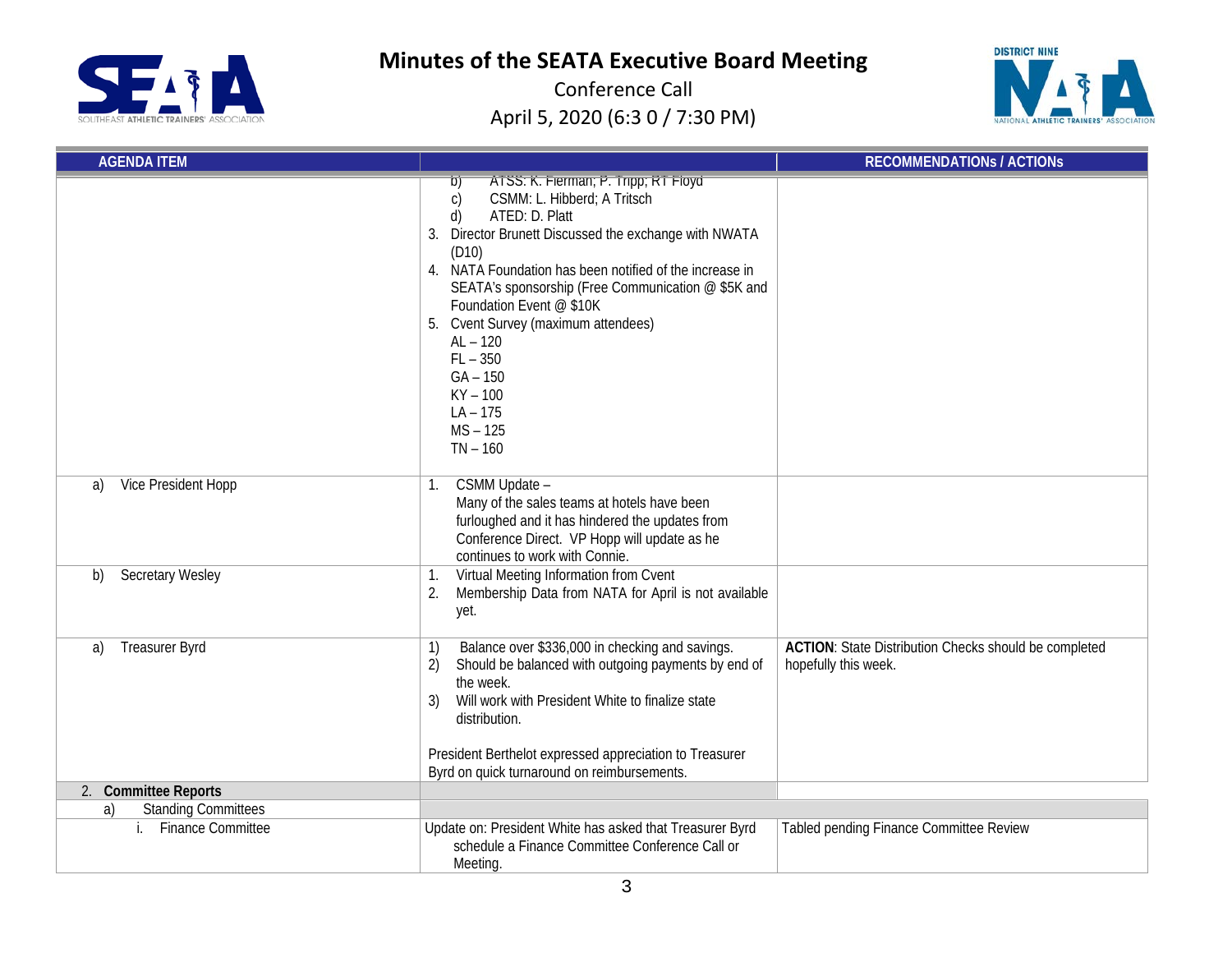# Minutes of the SEATA Executive Board Meeting

Conference Call

April 5, 2020 (6:3 0 / 7:30 PM)

| AGENDA ITEM | | RECOMMENDATIONs / ACTIONs |
|---|---|---|
| | b) ATSS: K. Fierman; P. Tripp; RT Floyd<br>c) CSMM: L. Hibberd; A Tritsch<br>d) ATED: D. Platt<br>3. Director Brunett Discussed the exchange with NWATA (D10)<br>4. NATA Foundation has been notified of the increase in SEATA's sponsorship (Free Communication @ $5K and Foundation Event @ $10K<br>5. Cvent Survey (maximum attendees)<br>AL – 120<br>FL – 350<br>GA – 150<br>KY – 100<br>LA – 175<br>MS – 125<br>TN – 160 | |
| a) Vice President Hopp | 1. CSMM Update – Many of the sales teams at hotels have been furloughed and it has hindered the updates from Conference Direct. VP Hopp will update as he continues to work with Connie. | |
| b) Secretary Wesley | 1. Virtual Meeting Information from Cvent<br>2. Membership Data from NATA for April is not available yet. | |
| a) Treasurer Byrd | 1) Balance over $336,000 in checking and savings.<br>2) Should be balanced with outgoing payments by end of the week.<br>3) Will work with President White to finalize state distribution.<br><br>President Berthelot expressed appreciation to Treasurer Byrd on quick turnaround on reimbursements. | **ACTION**: State Distribution Checks should be completed hopefully this week. |
| 2. **Committee Reports** | | |
| a) Standing Committees | | |
| i. Finance Committee | Update on: President White has asked that Treasurer Byrd schedule a Finance Committee Conference Call or Meeting. | Tabled pending Finance Committee Review |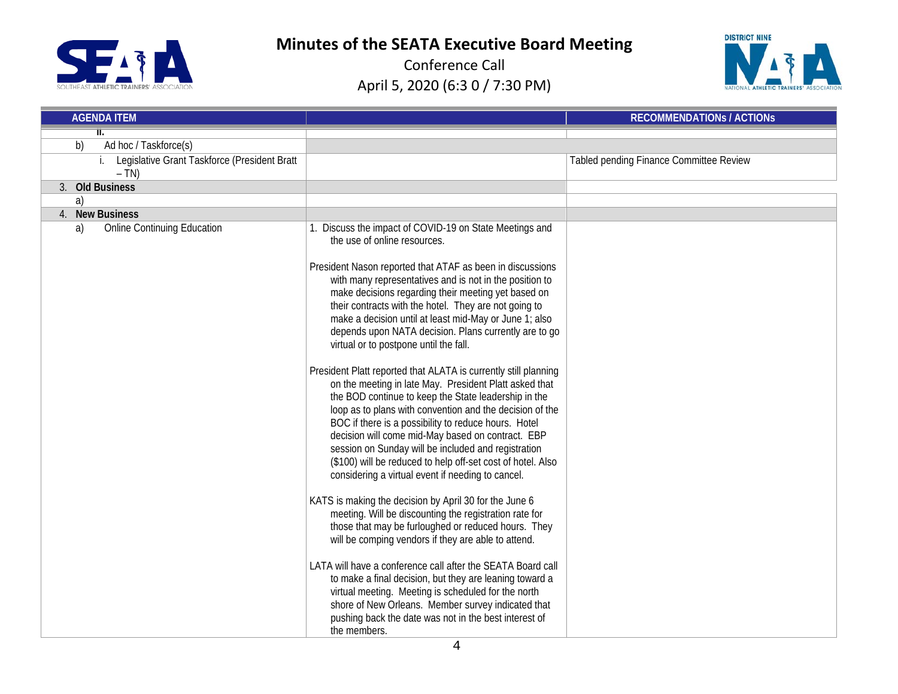# Minutes of the SEATA Executive Board Meeting

Conference Call

April 5, 2020 (6:3 0 / 7:30 PM)

| AGENDA ITEM | | RECOMMENDATIONs / ACTIONs |
|---|---|---|
| ii. | | |
| b) Ad hoc / Taskforce(s) | | |
| i. Legislative Grant Taskforce (President Bratt – TN) | | Tabled pending Finance Committee Review |
| 3. **Old Business** | | |
| a) | | |
| 4. **New Business** | | |
| a) Online Continuing Education | 1. Discuss the impact of COVID-19 on State Meetings and the use of online resources.<br><br>President Nason reported that ATAF as been in discussions with many representatives and is not in the position to make decisions regarding their meeting yet based on their contracts with the hotel. They are not going to make a decision until at least mid-May or June 1; also depends upon NATA decision. Plans currently are to go virtual or to postpone until the fall.<br><br>President Platt reported that ALATA is currently still planning on the meeting in late May. President Platt asked that the BOD continue to keep the State leadership in the loop as to plans with convention and the decision of the BOC if there is a possibility to reduce hours. Hotel decision will come mid-May based on contract. EBP session on Sunday will be included and registration ($100) will be reduced to help off-set cost of hotel. Also considering a virtual event if needing to cancel.<br><br>KATS is making the decision by April 30 for the June 6 meeting. Will be discounting the registration rate for those that may be furloughed or reduced hours. They will be comping vendors if they are able to attend.<br><br>LATA will have a conference call after the SEATA Board call to make a final decision, but they are leaning toward a virtual meeting. Meeting is scheduled for the north shore of New Orleans. Member survey indicated that pushing back the date was not in the best interest of the members. | |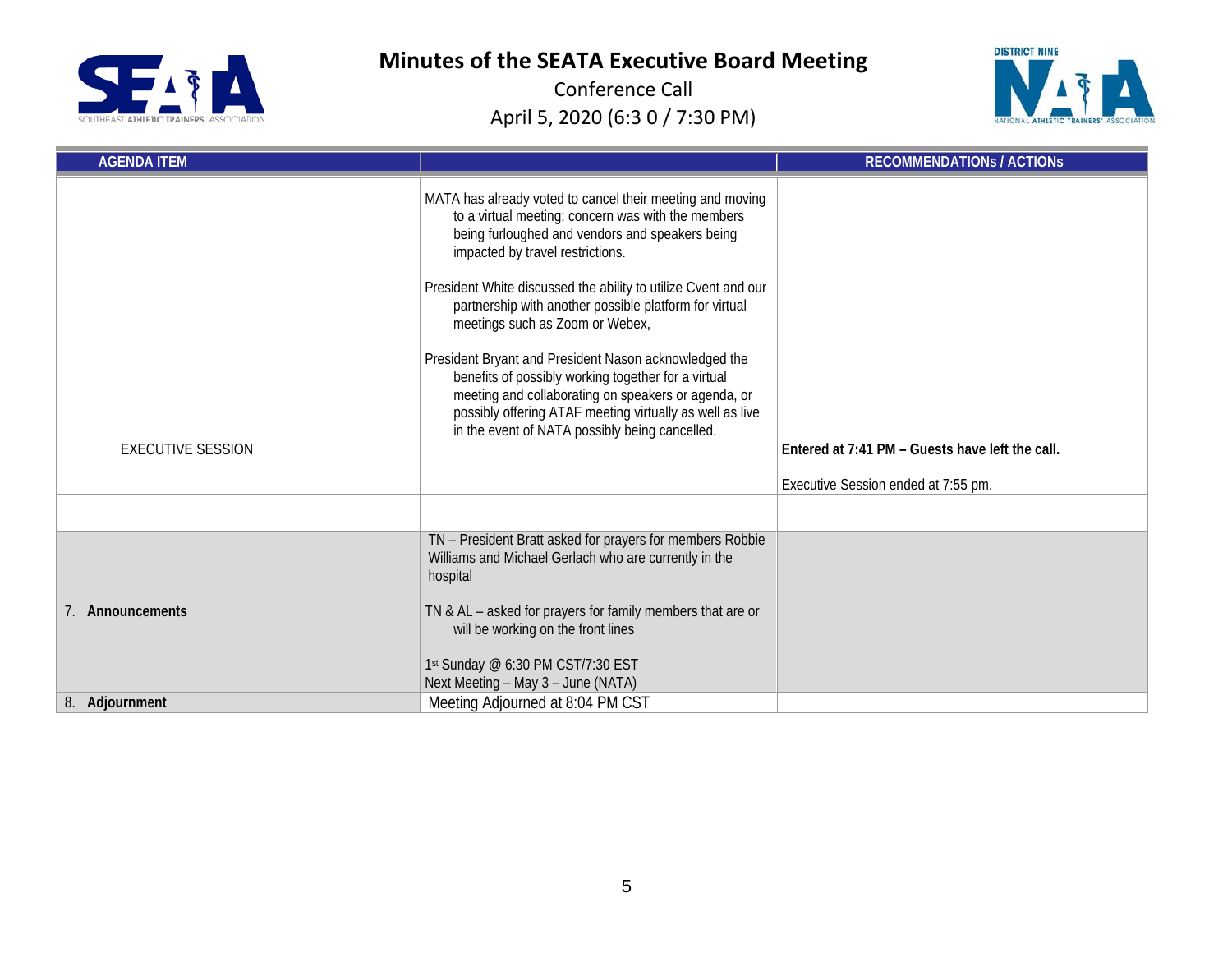# Minutes of the SEATA Executive Board Meeting

Conference Call

April 5, 2020 (6:3 0 / 7:30 PM)

| AGENDA ITEM | | RECOMMENDATIONs / ACTIONs |
|---|---|---|
| | MATA has already voted to cancel their meeting and moving to a virtual meeting; concern was with the members being furloughed and vendors and speakers being impacted by travel restrictions.<br><br>President White discussed the ability to utilize Cvent and our partnership with another possible platform for virtual meetings such as Zoom or Webex,<br><br>President Bryant and President Nason acknowledged the benefits of possibly working together for a virtual meeting and collaborating on speakers or agenda, or possibly offering ATAF meeting virtually as well as live in the event of NATA possibly being cancelled. | |
| EXECUTIVE SESSION | | **Entered at 7:41 PM – Guests have left the call.**<br><br>Executive Session ended at 7:55 pm. |
| | | |
| 7. **Announcements** | TN – President Bratt asked for prayers for members Robbie Williams and Michael Gerlach who are currently in the hospital<br><br>TN & AL – asked for prayers for family members that are or will be working on the front lines<br><br>1st Sunday @ 6:30 PM CST/7:30 EST<br>Next Meeting – May 3 – June (NATA) | |
| 8. **Adjournment** | Meeting Adjourned at 8:04 PM CST | |